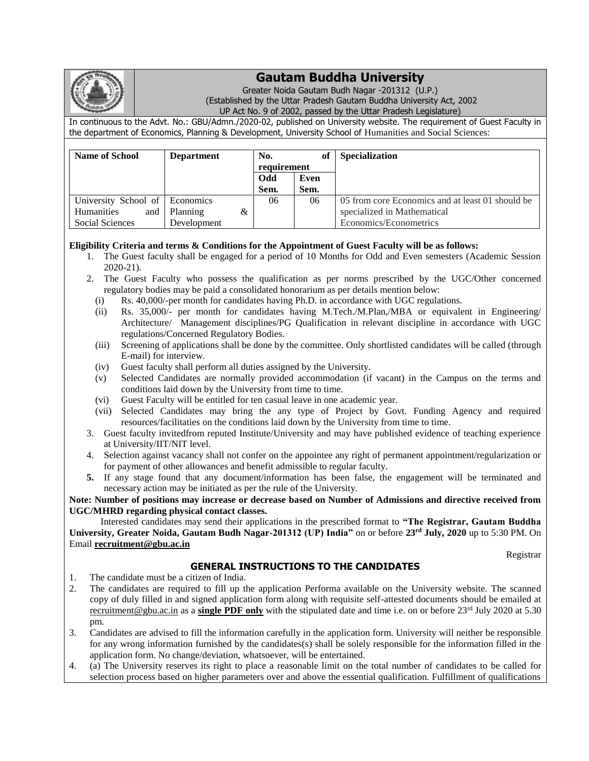# Gautam Buddha University

Greater Noida Gautam Budh Nagar -201312 (U.P.)
(Established by the Uttar Pradesh Gautam Buddha University Act, 2002
UP Act No. 9 of 2002, passed by the Uttar Pradesh Legislature)

In continuous to the Advt. No.: GBU/Admn./2020-02, published on University website. The requirement of Guest Faculty in the department of Economics, Planning & Development, University School of Humanities and Social Sciences:

| Name of School | Department | No. of requirement | | Specialization |
|---|---|---|---|---|
| | | Odd Sem. | Even Sem. | |
| University School of Humanities and Social Sciences | Economics Planning & Development | 06 | 06 | 05 from core Economics and at least 01 should be specialized in Mathematical Economics/Econometrics |

**Eligibility Criteria and terms & Conditions for the Appointment of Guest Faculty will be as follows:**

1. The Guest faculty shall be engaged for a period of 10 Months for Odd and Even semesters (Academic Session 2020-21).
2. The Guest Faculty who possess the qualification as per norms prescribed by the UGC/Other concerned regulatory bodies may be paid a consolidated honorarium as per details mention below:
   (i) Rs. 40,000/-per month for candidates having Ph.D. in accordance with UGC regulations.
   (ii) Rs. 35,000/- per month for candidates having M.Tech./M.Plan,/MBA or equivalent in Engineering/ Architecture/ Management disciplines/PG Qualification in relevant discipline in accordance with UGC regulations/Concerned Regulatory Bodies.
   (iii) Screening of applications shall be done by the committee. Only shortlisted candidates will be called (through E-mail) for interview.
   (iv) Guest faculty shall perform all duties assigned by the University.
   (v) Selected Candidates are normally provided accommodation (if vacant) in the Campus on the terms and conditions laid down by the University from time to time.
   (vi) Guest Faculty will be entitled for ten casual leave in one academic year.
   (vii) Selected Candidates may bring the any type of Project by Govt. Funding Agency and required resources/facilitaties on the conditions laid down by the University from time to time.
3. Guest faculty invitedfrom reputed Institute/University and may have published evidence of teaching experience at University/IIT/NIT level.
4. Selection against vacancy shall not confer on the appointee any right of permanent appointment/regularization or for payment of other allowances and benefit admissible to regular faculty.
5. If any stage found that any document/information has been false, the engagement will be terminated and necessary action may be initiated as per the rule of the University.

**Note: Number of positions may increase or decrease based on Number of Admissions and directive received from UGC/MHRD regarding physical contact classes.**

Interested candidates may send their applications in the prescribed format to **"The Registrar, Gautam Buddha University, Greater Noida, Gautam Budh Nagar-201312 (UP) India"** on or before **23rd July, 2020** up to 5:30 PM. On Email **recruitment@gbu.ac.in**

Registrar

## GENERAL INSTRUCTIONS TO THE CANDIDATES

1. The candidate must be a citizen of India.
2. The candidates are required to fill up the application Performa available on the University website. The scanned copy of duly filled in and signed application form along with requisite self-attested documents should be emailed at recruitment@gbu.ac.in as a **single PDF only** with the stipulated date and time i.e. on or before 23rd July 2020 at 5.30 pm.
3. Candidates are advised to fill the information carefully in the application form. University will neither be responsible for any wrong information furnished by the candidates(s) shall be solely responsible for the information filled in the application form. No change/deviation, whatsoever, will be entertained.
4. (a) The University reserves its right to place a reasonable limit on the total number of candidates to be called for selection process based on higher parameters over and above the essential qualification. Fulfillment of qualifications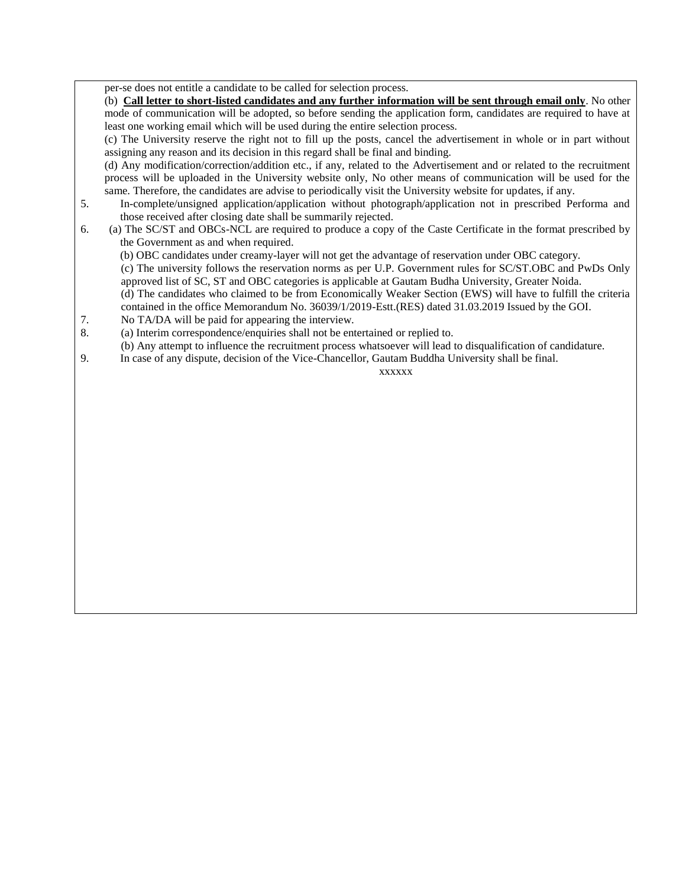per-se does not entitle a candidate to be called for selection process.

(b) **Call letter to short-listed candidates and any further information will be sent through email only**. No other mode of communication will be adopted, so before sending the application form, candidates are required to have at least one working email which will be used during the entire selection process.

(c) The University reserve the right not to fill up the posts, cancel the advertisement in whole or in part without assigning any reason and its decision in this regard shall be final and binding.

(d) Any modification/correction/addition etc., if any, related to the Advertisement and or related to the recruitment process will be uploaded in the University website only, No other means of communication will be used for the same. Therefore, the candidates are advise to periodically visit the University website for updates, if any.

5. In-complete/unsigned application/application without photograph/application not in prescribed Performa and those received after closing date shall be summarily rejected.

6. (a) The SC/ST and OBCs-NCL are required to produce a copy of the Caste Certificate in the format prescribed by the Government as and when required.

   (b) OBC candidates under creamy-layer will not get the advantage of reservation under OBC category.

   (c) The university follows the reservation norms as per U.P. Government rules for SC/ST.OBC and PwDs Only approved list of SC, ST and OBC categories is applicable at Gautam Budha University, Greater Noida.

   (d) The candidates who claimed to be from Economically Weaker Section (EWS) will have to fulfill the criteria contained in the office Memorandum No. 36039/1/2019-Estt.(RES) dated 31.03.2019 Issued by the GOI.

7. No TA/DA will be paid for appearing the interview.

8. (a) Interim correspondence/enquiries shall not be entertained or replied to.

   (b) Any attempt to influence the recruitment process whatsoever will lead to disqualification of candidature.

9. In case of any dispute, decision of the Vice-Chancellor, Gautam Buddha University shall be final.

xxxxxx